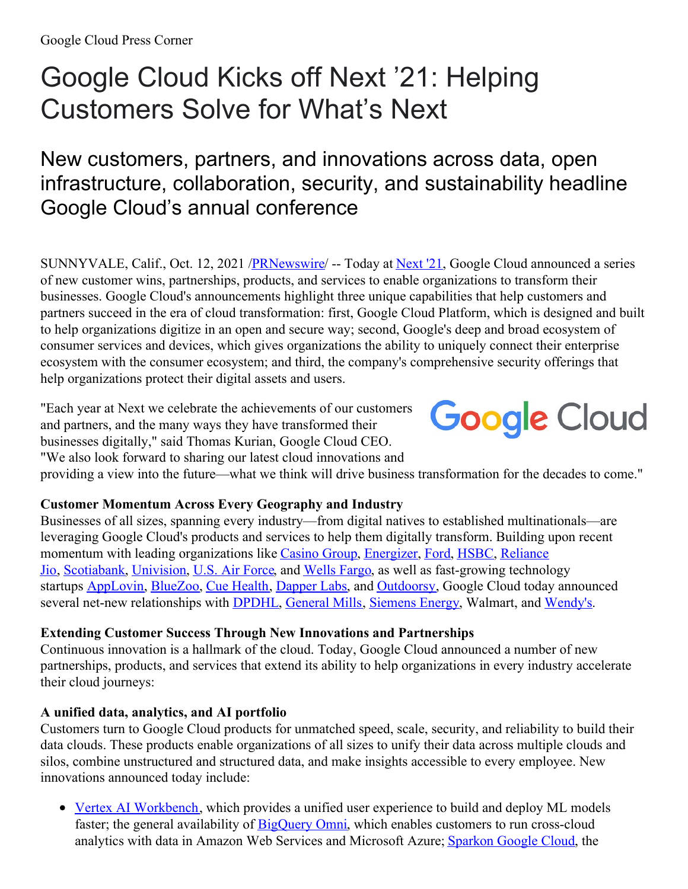Google Cloud Press Corner

# Google Cloud Kicks off Next '21: Helping Customers Solve for What's Next

## New customers, partners, and innovations across data, open infrastructure, collaboration, security, and sustainability headline Google Cloud's annual conference

SUNNYVALE, Calif., Oct. 12, 2021 /PRNewswire/ -- Today at Next '21, Google Cloud announced a series of new customer wins, partnerships, products, and services to enable organizations to transform their businesses. Google Cloud's announcements highlight three unique capabilities that help customers and partners succeed in the era of cloud transformation: first, Google Cloud Platform, which is designed and built to help organizations digitize in an open and secure way; second, Google's deep and broad ecosystem of consumer services and devices, which gives organizations the ability to uniquely connect their enterprise ecosystem with the consumer ecosystem; and third, the company's comprehensive security offerings that help organizations protect their digital assets and users.

"Each year at Next we celebrate the achievements of our customers and partners, and the many ways they have transformed their businesses digitally," said Thomas Kurian, Google Cloud CEO. "We also look forward to sharing our latest cloud innovations and providing a view into the future—what we think will drive business transformation for the decades to come."

**Customer Momentum Across Every Geography and Industry**

Businesses of all sizes, spanning every industry—from digital natives to established multinationals—are leveraging Google Cloud's products and services to help them digitally transform. Building upon recent momentum with leading organizations like Casino Group, Energizer, Ford, HSBC, Reliance Jio, Scotiabank, Univision, U.S. Air Force, and Wells Fargo, as well as fast-growing technology startups AppLovin, BlueZoo, Cue Health, Dapper Labs, and Outdoorsy, Google Cloud today announced several net-new relationships with DPDHL, General Mills, Siemens Energy, Walmart, and Wendy's.

**Extending Customer Success Through New Innovations and Partnerships**

Continuous innovation is a hallmark of the cloud. Today, Google Cloud announced a number of new partnerships, products, and services that extend its ability to help organizations in every industry accelerate their cloud journeys:

**A unified data, analytics, and AI portfolio**

Customers turn to Google Cloud products for unmatched speed, scale, security, and reliability to build their data clouds. These products enable organizations of all sizes to unify their data across multiple clouds and silos, combine unstructured and structured data, and make insights accessible to every employee. New innovations announced today include:

- Vertex AI Workbench, which provides a unified user experience to build and deploy ML models faster; the general availability of BigQuery Omni, which enables customers to run cross-cloud analytics with data in Amazon Web Services and Microsoft Azure; Sparkon Google Cloud, the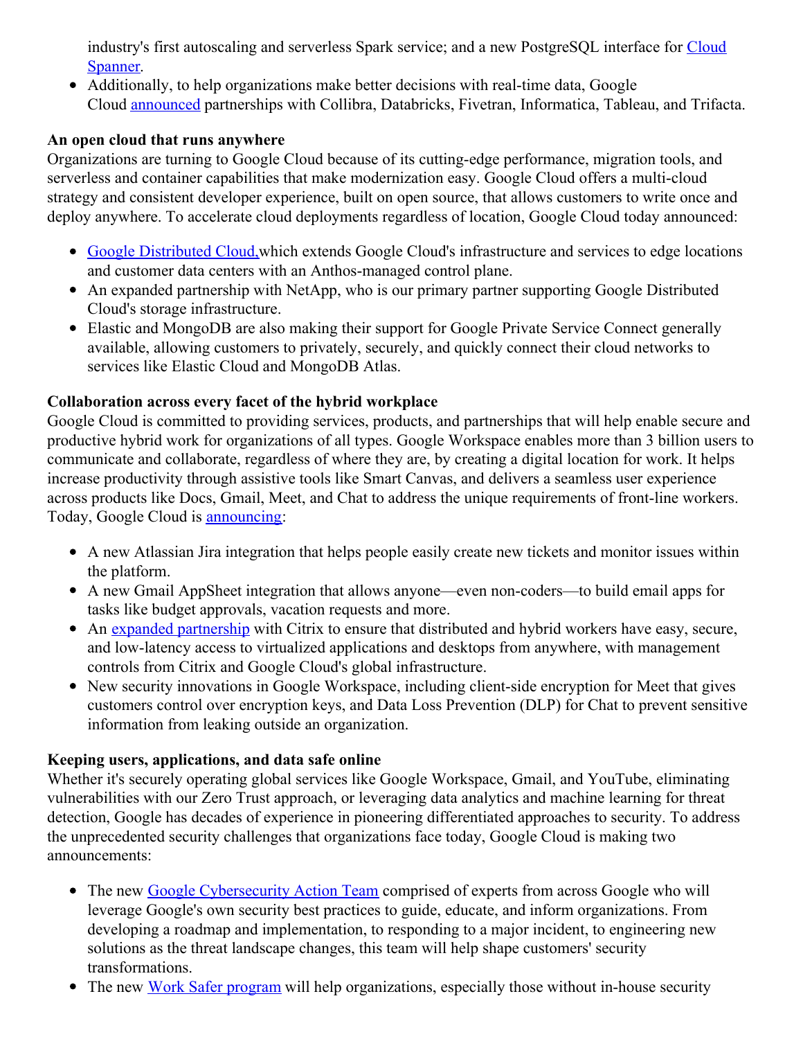industry's first autoscaling and serverless Spark service; and a new PostgreSQL interface for Cloud Spanner.
- Additionally, to help organizations make better decisions with real-time data, Google Cloud announced partnerships with Collibra, Databricks, Fivetran, Informatica, Tableau, and Trifacta.

**An open cloud that runs anywhere**
Organizations are turning to Google Cloud because of its cutting-edge performance, migration tools, and serverless and container capabilities that make modernization easy. Google Cloud offers a multi-cloud strategy and consistent developer experience, built on open source, that allows customers to write once and deploy anywhere. To accelerate cloud deployments regardless of location, Google Cloud today announced:

- Google Distributed Cloud, which extends Google Cloud's infrastructure and services to edge locations and customer data centers with an Anthos-managed control plane.
- An expanded partnership with NetApp, who is our primary partner supporting Google Distributed Cloud's storage infrastructure.
- Elastic and MongoDB are also making their support for Google Private Service Connect generally available, allowing customers to privately, securely, and quickly connect their cloud networks to services like Elastic Cloud and MongoDB Atlas.

**Collaboration across every facet of the hybrid workplace**
Google Cloud is committed to providing services, products, and partnerships that will help enable secure and productive hybrid work for organizations of all types. Google Workspace enables more than 3 billion users to communicate and collaborate, regardless of where they are, by creating a digital location for work. It helps increase productivity through assistive tools like Smart Canvas, and delivers a seamless user experience across products like Docs, Gmail, Meet, and Chat to address the unique requirements of front-line workers. Today, Google Cloud is announcing:

- A new Atlassian Jira integration that helps people easily create new tickets and monitor issues within the platform.
- A new Gmail AppSheet integration that allows anyone—even non-coders—to build email apps for tasks like budget approvals, vacation requests and more.
- An expanded partnership with Citrix to ensure that distributed and hybrid workers have easy, secure, and low-latency access to virtualized applications and desktops from anywhere, with management controls from Citrix and Google Cloud's global infrastructure.
- New security innovations in Google Workspace, including client-side encryption for Meet that gives customers control over encryption keys, and Data Loss Prevention (DLP) for Chat to prevent sensitive information from leaking outside an organization.

**Keeping users, applications, and data safe online**
Whether it's securely operating global services like Google Workspace, Gmail, and YouTube, eliminating vulnerabilities with our Zero Trust approach, or leveraging data analytics and machine learning for threat detection, Google has decades of experience in pioneering differentiated approaches to security. To address the unprecedented security challenges that organizations face today, Google Cloud is making two announcements:

- The new Google Cybersecurity Action Team comprised of experts from across Google who will leverage Google's own security best practices to guide, educate, and inform organizations. From developing a roadmap and implementation, to responding to a major incident, to engineering new solutions as the threat landscape changes, this team will help shape customers' security transformations.
- The new Work Safer program will help organizations, especially those without in-house security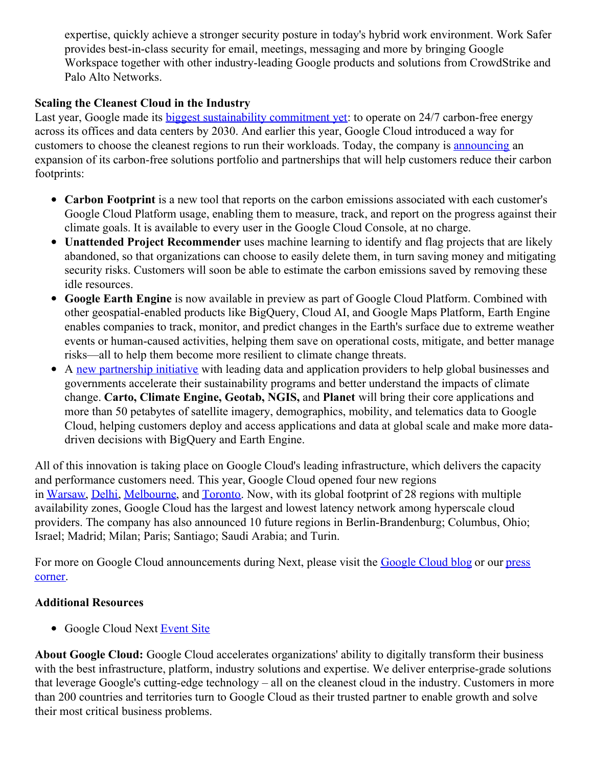expertise, quickly achieve a stronger security posture in today's hybrid work environment. Work Safer provides best-in-class security for email, meetings, messaging and more by bringing Google Workspace together with other industry-leading Google products and solutions from CrowdStrike and Palo Alto Networks.

**Scaling the Cleanest Cloud in the Industry**

Last year, Google made its biggest sustainability commitment yet: to operate on 24/7 carbon-free energy across its offices and data centers by 2030. And earlier this year, Google Cloud introduced a way for customers to choose the cleanest regions to run their workloads. Today, the company is announcing an expansion of its carbon-free solutions portfolio and partnerships that will help customers reduce their carbon footprints:

- **Carbon Footprint** is a new tool that reports on the carbon emissions associated with each customer's Google Cloud Platform usage, enabling them to measure, track, and report on the progress against their climate goals. It is available to every user in the Google Cloud Console, at no charge.
- **Unattended Project Recommender** uses machine learning to identify and flag projects that are likely abandoned, so that organizations can choose to easily delete them, in turn saving money and mitigating security risks. Customers will soon be able to estimate the carbon emissions saved by removing these idle resources.
- **Google Earth Engine** is now available in preview as part of Google Cloud Platform. Combined with other geospatial-enabled products like BigQuery, Cloud AI, and Google Maps Platform, Earth Engine enables companies to track, monitor, and predict changes in the Earth's surface due to extreme weather events or human-caused activities, helping them save on operational costs, mitigate, and better manage risks—all to help them become more resilient to climate change threats.
- A new partnership initiative with leading data and application providers to help global businesses and governments accelerate their sustainability programs and better understand the impacts of climate change. **Carto, Climate Engine, Geotab, NGIS,** and **Planet** will bring their core applications and more than 50 petabytes of satellite imagery, demographics, mobility, and telematics data to Google Cloud, helping customers deploy and access applications and data at global scale and make more data-driven decisions with BigQuery and Earth Engine.

All of this innovation is taking place on Google Cloud's leading infrastructure, which delivers the capacity and performance customers need. This year, Google Cloud opened four new regions in Warsaw, Delhi, Melbourne, and Toronto. Now, with its global footprint of 28 regions with multiple availability zones, Google Cloud has the largest and lowest latency network among hyperscale cloud providers. The company has also announced 10 future regions in Berlin-Brandenburg; Columbus, Ohio; Israel; Madrid; Milan; Paris; Santiago; Saudi Arabia; and Turin.

For more on Google Cloud announcements during Next, please visit the Google Cloud blog or our press corner.

**Additional Resources**

- Google Cloud Next Event Site

**About Google Cloud:** Google Cloud accelerates organizations' ability to digitally transform their business with the best infrastructure, platform, industry solutions and expertise. We deliver enterprise-grade solutions that leverage Google's cutting-edge technology – all on the cleanest cloud in the industry. Customers in more than 200 countries and territories turn to Google Cloud as their trusted partner to enable growth and solve their most critical business problems.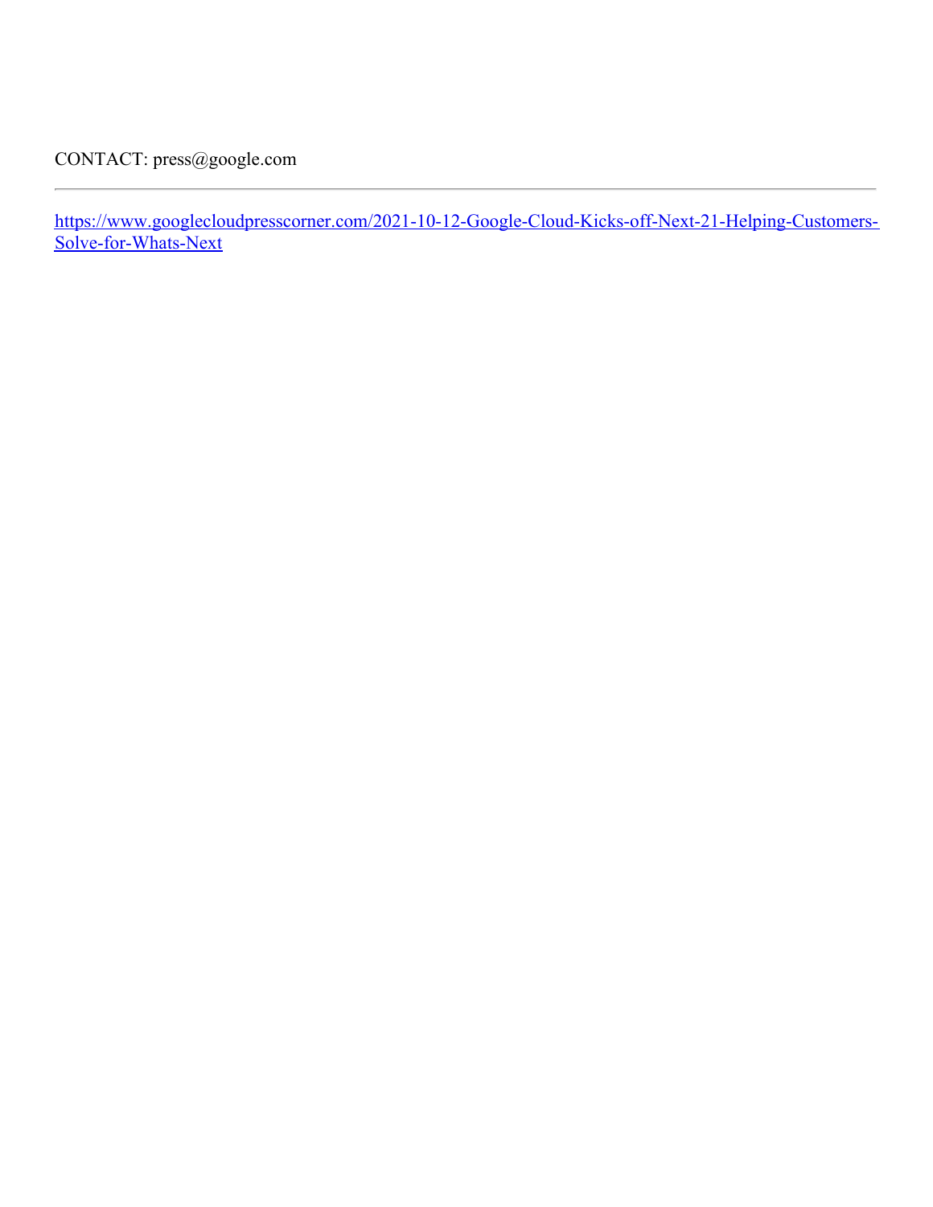CONTACT: press@google.com

---

https://www.googlecloudpresscorner.com/2021-10-12-Google-Cloud-Kicks-off-Next-21-Helping-Customers-Solve-for-Whats-Next